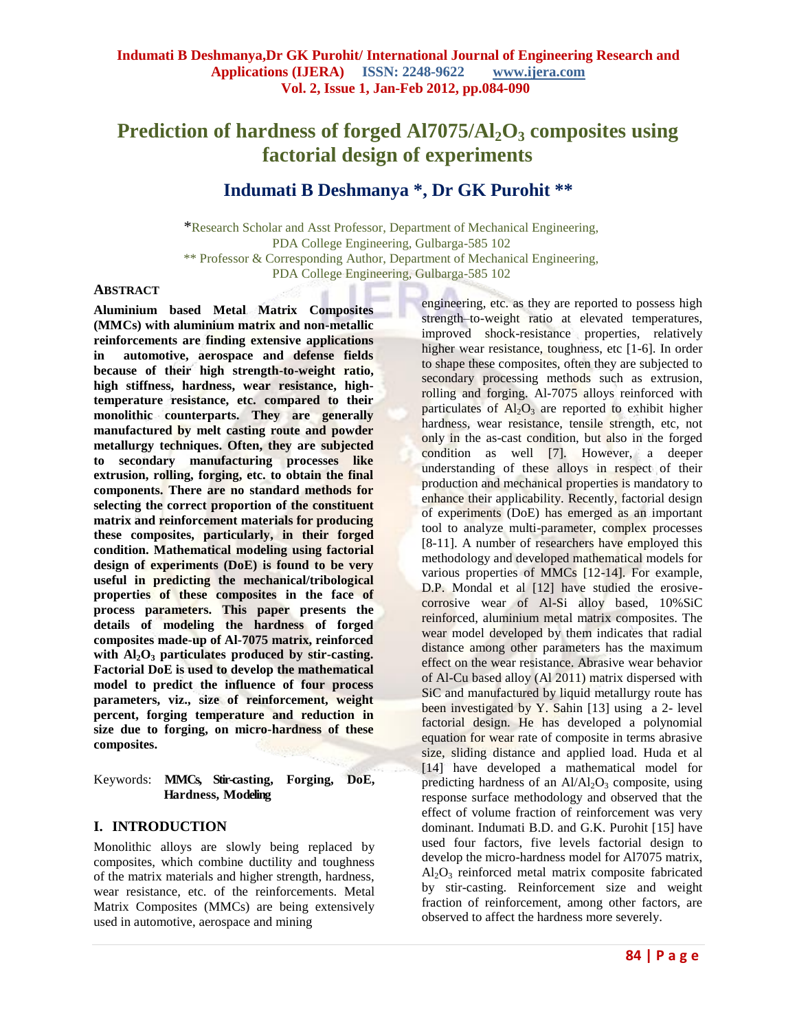# Prediction of hardness of forged Al7075/$Al_2O_3$ composites using factorial design of experiments

## Indumati B Deshmanya *, Dr GK Purohit **

*Research Scholar and Asst Professor, Department of Mechanical Engineering, PDA College Engineering, Gulbarga-585 102

** Professor & Corresponding Author, Department of Mechanical Engineering, PDA College Engineering, Gulbarga-585 102

### ABSTRACT

**Aluminium based Metal Matrix Composites (MMCs) with aluminium matrix and non-metallic reinforcements are finding extensive applications in automotive, aerospace and defense fields because of their high strength-to-weight ratio, high stiffness, hardness, wear resistance, high-temperature resistance, etc. compared to their monolithic counterparts. They are generally manufactured by melt casting route and powder metallurgy techniques. Often, they are subjected to secondary manufacturing processes like extrusion, rolling, forging, etc. to obtain the final components. There are no standard methods for selecting the correct proportion of the constituent matrix and reinforcement materials for producing these composites, particularly, in their forged condition. Mathematical modeling using factorial design of experiments (DoE) is found to be very useful in predicting the mechanical/tribological properties of these composites in the face of process parameters. This paper presents the details of modeling the hardness of forged composites made-up of Al-7075 matrix, reinforced with $Al_2O_3$ particulates produced by stir-casting. Factorial DoE is used to develop the mathematical model to predict the influence of four process parameters, viz., size of reinforcement, weight percent, forging temperature and reduction in size due to forging, on micro-hardness of these composites.**

Keywords: **MMCs, Stir-casting, Forging, DoE, Hardness, Modeling**

## I. INTRODUCTION

Monolithic alloys are slowly being replaced by composites, which combine ductility and toughness of the matrix materials and higher strength, hardness, wear resistance, etc. of the reinforcements. Metal Matrix Composites (MMCs) are being extensively used in automotive, aerospace and mining engineering, etc. as they are reported to possess high strength–to-weight ratio at elevated temperatures, improved shock-resistance properties, relatively higher wear resistance, toughness, etc [1-6]. In order to shape these composites, often they are subjected to secondary processing methods such as extrusion, rolling and forging. Al-7075 alloys reinforced with particulates of $Al_2O_3$ are reported to exhibit higher hardness, wear resistance, tensile strength, etc, not only in the as-cast condition, but also in the forged condition as well [7]. However, a deeper understanding of these alloys in respect of their production and mechanical properties is mandatory to enhance their applicability. Recently, factorial design of experiments (DoE) has emerged as an important tool to analyze multi-parameter, complex processes [8-11]. A number of researchers have employed this methodology and developed mathematical models for various properties of MMCs [12-14]. For example, D.P. Mondal et al [12] have studied the erosive-corrosive wear of Al-Si alloy based, 10%SiC reinforced, aluminium metal matrix composites. The wear model developed by them indicates that radial distance among other parameters has the maximum effect on the wear resistance. Abrasive wear behavior of Al-Cu based alloy (Al 2011) matrix dispersed with SiC and manufactured by liquid metallurgy route has been investigated by Y. Sahin [13] using a 2- level factorial design. He has developed a polynomial equation for wear rate of composite in terms abrasive size, sliding distance and applied load. Huda et al [14] have developed a mathematical model for predicting hardness of an $Al/Al_2O_3$ composite, using response surface methodology and observed that the effect of volume fraction of reinforcement was very dominant. Indumati B.D. and G.K. Purohit [15] have used four factors, five levels factorial design to develop the micro-hardness model for Al7075 matrix, $Al_2O_3$ reinforced metal matrix composite fabricated by stir-casting. Reinforcement size and weight fraction of reinforcement, among other factors, are observed to affect the hardness more severely.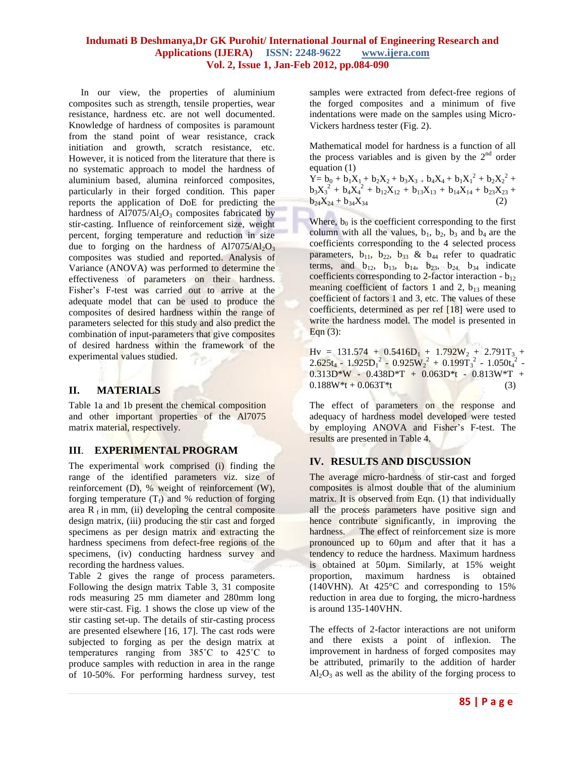In our view, the properties of aluminium composites such as strength, tensile properties, wear resistance, hardness etc. are not well documented. Knowledge of hardness of composites is paramount from the stand point of wear resistance, crack initiation and growth, scratch resistance, etc. However, it is noticed from the literature that there is no systematic approach to model the hardness of aluminium based, alumina reinforced composites, particularly in their forged condition. This paper reports the application of DoE for predicting the hardness of $Al7075/Al_2O_3$ composites fabricated by stir-casting. Influence of reinforcement size, weight percent, forging temperature and reduction in size due to forging on the hardness of $Al7075/Al_2O_3$ composites was studied and reported. Analysis of Variance (ANOVA) was performed to determine the effectiveness of parameters on their hardness. Fisher's F-test was carried out to arrive at the adequate model that can be used to produce the composites of desired hardness within the range of parameters selected for this study and also predict the combination of input-parameters that give composites of desired hardness within the framework of the experimental values studied.

## II. MATERIALS

Table 1a and 1b present the chemical composition and other important properties of the Al7075 matrix material, respectively.

## III. EXPERIMENTAL PROGRAM

The experimental work comprised (i) finding the range of the identified parameters viz. size of reinforcement (D), % weight of reinforcement (W), forging temperature ($T_f$) and % reduction of forging area $R_f$ in mm, (ii) developing the central composite design matrix, (iii) producing the stir cast and forged specimens as per design matrix and extracting the hardness specimens from defect-free regions of the specimens, (iv) conducting hardness survey and recording the hardness values.

Table 2 gives the range of process parameters. Following the design matrix Table 3, 31 composite rods measuring 25 mm diameter and 280mm long were stir-cast. Fig. 1 shows the close up view of the stir casting set-up. The details of stir-casting process are presented elsewhere [16, 17]. The cast rods were subjected to forging as per the design matrix at temperatures ranging from 385˚C to 425˚C to produce samples with reduction in area in the range of 10-50%. For performing hardness survey, test samples were extracted from defect-free regions of the forged composites and a minimum of five indentations were made on the samples using Micro-Vickers hardness tester (Fig. 2).

Mathematical model for hardness is a function of all the process variables and is given by the 2[nd] order equation (1)

$$Y= b_0 + b_1X_1 + b_2X_2 + b_3X_3 + b_4X_4 + b_1X_1^2 + b_2X_2^2 + b_3X_3^2 + b_4X_4^2 + b_{12}X_{12} + b_{13}X_{13} + b_{14}X_{14} + b_{23}X_{23} + b_{24}X_{24} + b_{34}X_{34} \qquad (2)$$

Where, $b_0$ is the coefficient corresponding to the first column with all the values, $b_1$, $b_2$, $b_3$ and $b_4$ are the coefficients corresponding to the 4 selected process parameters, $b_{11}$, $b_{22}$, $b_{33}$ & $b_{44}$ refer to quadratic terms, and $b_{12}$, $b_{13}$, $b_{14}$, $b_{23}$, $b_{24}$, $b_{34}$ indicate coefficients corresponding to 2-factor interaction - $b_{12}$ meaning coefficient of factors 1 and 2, $b_{13}$ meaning coefficient of factors 1 and 3, etc. The values of these coefficients, determined as per ref [18] were used to write the hardness model. The model is presented in Eqn (3):

$$Hv = 131.574 + 0.5416D_1 + 1.792W_2 + 2.791T_3 + 2.625t_4 - 1.925D_1^2 - 0.925W_2^2 + 0.199T_3^2 - 1.050t_4^2 - 0.313D{*}W - 0.438D{*}T + 0.063D{*}t - 0.813W{*}T + 0.188W{*}t + 0.063T{*}t \qquad (3)$$

The effect of parameters on the response and adequacy of hardness model developed were tested by employing ANOVA and Fisher's F-test. The results are presented in Table 4.

## IV. RESULTS AND DISCUSSION

The average micro-hardness of stir-cast and forged composites is almost double that of the aluminium matrix. It is observed from Eqn. (1) that individually all the process parameters have positive sign and hence contribute significantly, in improving the hardness. The effect of reinforcement size is more pronounced up to 60µm and after that it has a tendency to reduce the hardness. Maximum hardness is obtained at 50µm. Similarly, at 15% weight proportion, maximum hardness is obtained (140VHN). At 425°C and corresponding to 15% reduction in area due to forging, the micro-hardness is around 135-140VHN.

The effects of 2-factor interactions are not uniform and there exists a point of inflexion. The improvement in hardness of forged composites may be attributed, primarily to the addition of harder $Al_2O_3$ as well as the ability of the forging process to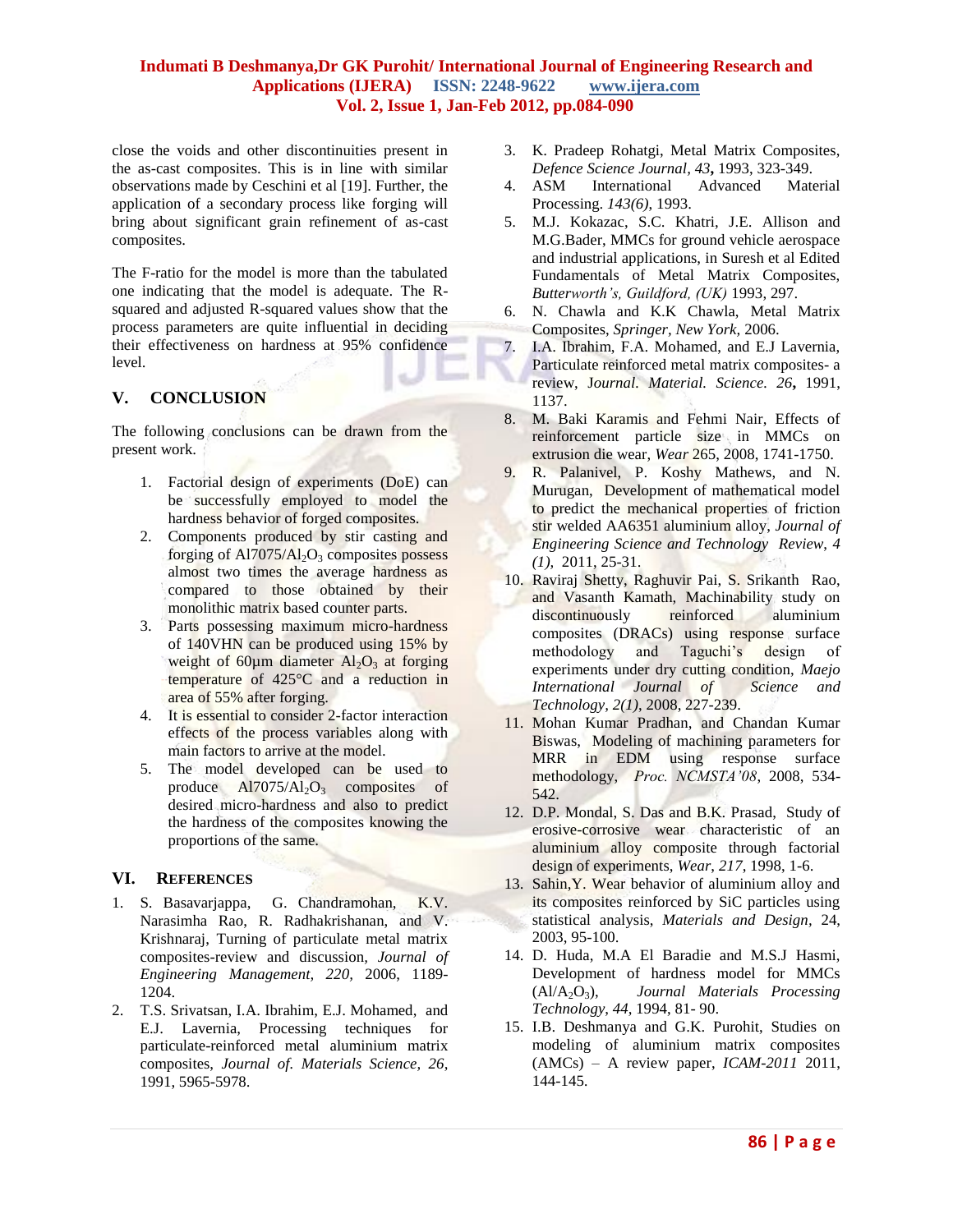close the voids and other discontinuities present in the as-cast composites. This is in line with similar observations made by Ceschini et al [19]. Further, the application of a secondary process like forging will bring about significant grain refinement of as-cast composites.

The F-ratio for the model is more than the tabulated one indicating that the model is adequate. The R-squared and adjusted R-squared values show that the process parameters are quite influential in deciding their effectiveness on hardness at 95% confidence level.

## V. CONCLUSION

The following conclusions can be drawn from the present work.

1. Factorial design of experiments (DoE) can be successfully employed to model the hardness behavior of forged composites.
2. Components produced by stir casting and forging of Al7075/$Al_2O_3$ composites possess almost two times the average hardness as compared to those obtained by their monolithic matrix based counter parts.
3. Parts possessing maximum micro-hardness of 140VHN can be produced using 15% by weight of 60µm diameter $Al_2O_3$ at forging temperature of 425°C and a reduction in area of 55% after forging.
4. It is essential to consider 2-factor interaction effects of the process variables along with main factors to arrive at the model.
5. The model developed can be used to produce Al7075/$Al_2O_3$ composites of desired micro-hardness and also to predict the hardness of the composites knowing the proportions of the same.

## VI. REFERENCES

1. S. Basavarjappa, G. Chandramohan, K.V. Narasimha Rao, R. Radhakrishanan, and V. Krishnaraj, Turning of particulate metal matrix composites-review and discussion, *Journal of Engineering Management, 220,* 2006, 1189-1204.
2. T.S. Srivatsan, I.A. Ibrahim, E.J. Mohamed, and E.J. Lavernia, Processing techniques for particulate-reinforced metal aluminium matrix composites, *Journal of. Materials Science, 26,* 1991, 5965-5978.
3. K. Pradeep Rohatgi, Metal Matrix Composites, *Defence Science Journal, 43***,** 1993, 323-349.
4. ASM International Advanced Material Processing. *143(6),* 1993.
5. M.J. Kokazac, S.C. Khatri, J.E. Allison and M.G.Bader, MMCs for ground vehicle aerospace and industrial applications, in Suresh et al Edited Fundamentals of Metal Matrix Composites, *Butterworth's, Guildford, (UK)* 1993, 297.
6. N. Chawla and K.K Chawla, Metal Matrix Composites, *Springer, New York,* 2006.
7. I.A. Ibrahim, F.A. Mohamed, and E.J Lavernia, Particulate reinforced metal matrix composites- a review, J*ournal. Material. Science. 26***,** 1991, 1137.
8. M. Baki Karamis and Fehmi Nair, Effects of reinforcement particle size in MMCs on extrusion die wear, *Wear* 265, 2008, 1741-1750.
9. R. Palanivel, P. Koshy Mathews, and N. Murugan, Development of mathematical model to predict the mechanical properties of friction stir welded AA6351 aluminium alloy, *Journal of Engineering Science and Technology Review*, *4 (1),* 2011, 25-31.
10. Raviraj Shetty, Raghuvir Pai, S. Srikanth Rao, and Vasanth Kamath, Machinability study on discontinuously reinforced aluminium composites (DRACs) using response surface methodology and Taguchi's design of experiements under dry cutting condition, *Maejo International Journal of Science and Technology, 2(1)*, 2008, 227-239.
11. Mohan Kumar Pradhan, and Chandan Kumar Biswas, Modeling of machining parameters for MRR in EDM using response surface methodology, *Proc. NCMSTA'08*, 2008, 534-542.
12. D.P. Mondal, S. Das and B.K. Prasad, Study of erosive-corrosive wear characteristic of an aluminium alloy composite through factorial design of experiments, *Wear, 217*, 1998, 1-6.
13. Sahin,Y. Wear behavior of aluminium alloy and its composites reinforced by SiC particles using statistical analysis, *Materials and Design*, 24, 2003, 95-100.
14. D. Huda, M.A El Baradie and M.S.J Hasmi, Development of hardness model for MMCs ($Al/A_2O_3$), *Journal Materials Processing Technology*, *44*, 1994, 81- 90.
15. I.B. Deshmanya and G.K. Purohit, Studies on modeling of aluminium matrix composites (AMCs) – A review paper, *ICAM-2011* 2011, 144-145.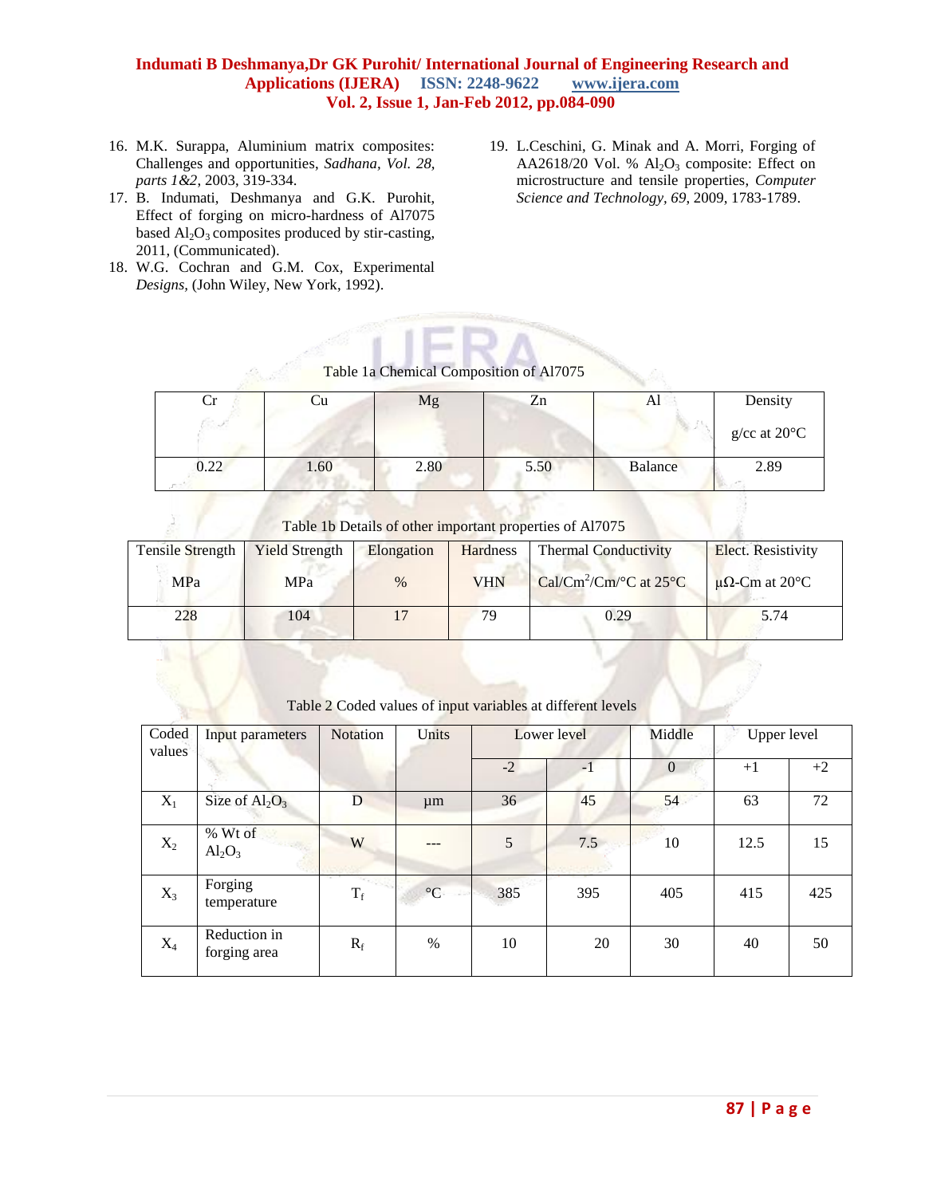16. M.K. Surappa, Aluminium matrix composites: Challenges and opportunities, *Sadhana, Vol. 28, parts 1&2*, 2003, 319-334.
17. B. Indumati, Deshmanya and G.K. Purohit, Effect of forging on micro-hardness of Al7075 based $Al_2O_3$ composites produced by stir-casting, 2011, (Communicated).
18. W.G. Cochran and G.M. Cox, Experimental *Designs*, (John Wiley, New York, 1992).
19. L.Ceschini, G. Minak and A. Morri, Forging of AA2618/20 Vol. % $Al_2O_3$ composite: Effect on microstructure and tensile properties, *Computer Science and Technology, 69*, 2009, 1783-1789.

Table 1a Chemical Composition of Al7075

| Cr | Cu | Mg | Zn | Al | Density g/cc at 20°C |
|---|---|---|---|---|---|
| 0.22 | 1.60 | 2.80 | 5.50 | Balance | 2.89 |

Table 1b Details of other important properties of Al7075

| Tensile Strength MPa | Yield Strength MPa | Elongation % | Hardness VHN | Thermal Conductivity $Cal/Cm^2/Cm/°C$ at 25°C | Elect. Resistivity μΩ-Cm at 20°C |
|---|---|---|---|---|---|
| 228 | 104 | 17 | 79 | 0.29 | 5.74 |

Table 2 Coded values of input variables at different levels

| Coded values | Input parameters | Notation | Units | Lower level | | Middle | Upper level | |
|---|---|---|---|---|---|---|---|---|
| | | | | -2 | -1 | 0 | +1 | +2 |
| $X_1$ | Size of $Al_2O_3$ | D | μm | 36 | 45 | 54 | 63 | 72 |
| $X_2$ | % Wt of $Al_2O_3$ | W | --- | 5 | 7.5 | 10 | 12.5 | 15 |
| $X_3$ | Forging temperature | $T_f$ | °C | 385 | 395 | 405 | 415 | 425 |
| $X_4$ | Reduction in forging area | $R_f$ | % | 10 | 20 | 30 | 40 | 50 |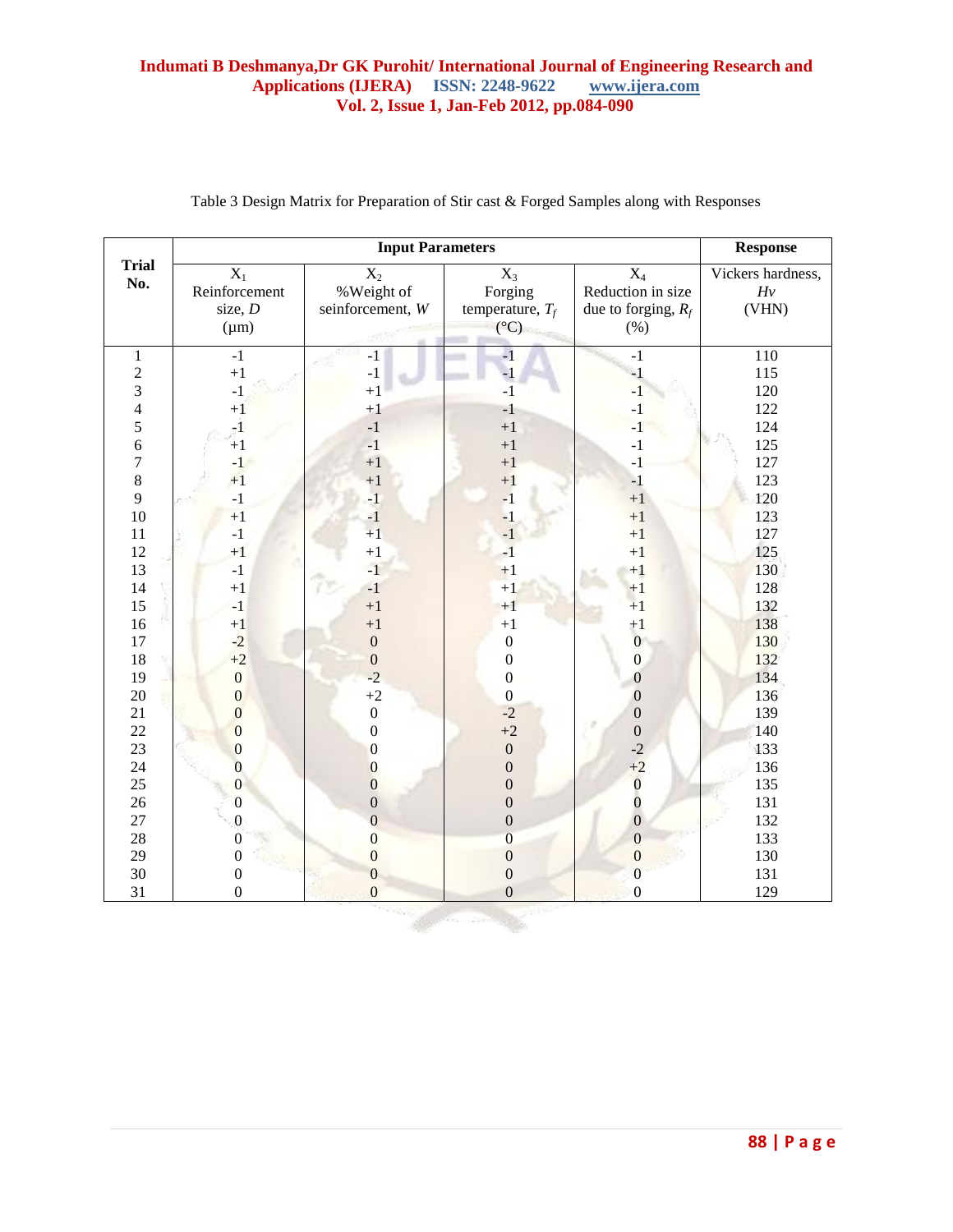Table 3 Design Matrix for Preparation of Stir cast & Forged Samples along with Responses

| Trial No. | Input Parameters | | | | Response |
|---|---|---|---|---|---|
| | $X_1$ Reinforcement size, *D* (μm) | $X_2$ %Weight of seinforcement, *W* | $X_3$ Forging temperature, $T_f$ (°C) | $X_4$ Reduction in size due to forging, $R_f$ (%) | Vickers hardness, *Hv* (VHN) |
| 1 | -1 | -1 | -1 | -1 | 110 |
| 2 | +1 | -1 | -1 | -1 | 115 |
| 3 | -1 | +1 | -1 | -1 | 120 |
| 4 | +1 | +1 | -1 | -1 | 122 |
| 5 | -1 | -1 | +1 | -1 | 124 |
| 6 | +1 | -1 | +1 | -1 | 125 |
| 7 | -1 | +1 | +1 | -1 | 127 |
| 8 | +1 | +1 | +1 | -1 | 123 |
| 9 | -1 | -1 | -1 | +1 | 120 |
| 10 | +1 | -1 | -1 | +1 | 123 |
| 11 | -1 | +1 | -1 | +1 | 127 |
| 12 | +1 | +1 | -1 | +1 | 125 |
| 13 | -1 | -1 | +1 | +1 | 130 |
| 14 | +1 | -1 | +1 | +1 | 128 |
| 15 | -1 | +1 | +1 | +1 | 132 |
| 16 | +1 | +1 | +1 | +1 | 138 |
| 17 | -2 | 0 | 0 | 0 | 130 |
| 18 | +2 | 0 | 0 | 0 | 132 |
| 19 | 0 | -2 | 0 | 0 | 134 |
| 20 | 0 | +2 | 0 | 0 | 136 |
| 21 | 0 | 0 | -2 | 0 | 139 |
| 22 | 0 | 0 | +2 | 0 | 140 |
| 23 | 0 | 0 | 0 | -2 | 133 |
| 24 | 0 | 0 | 0 | +2 | 136 |
| 25 | 0 | 0 | 0 | 0 | 135 |
| 26 | 0 | 0 | 0 | 0 | 131 |
| 27 | 0 | 0 | 0 | 0 | 132 |
| 28 | 0 | 0 | 0 | 0 | 133 |
| 29 | 0 | 0 | 0 | 0 | 130 |
| 30 | 0 | 0 | 0 | 0 | 131 |
| 31 | 0 | 0 | 0 | 0 | 129 |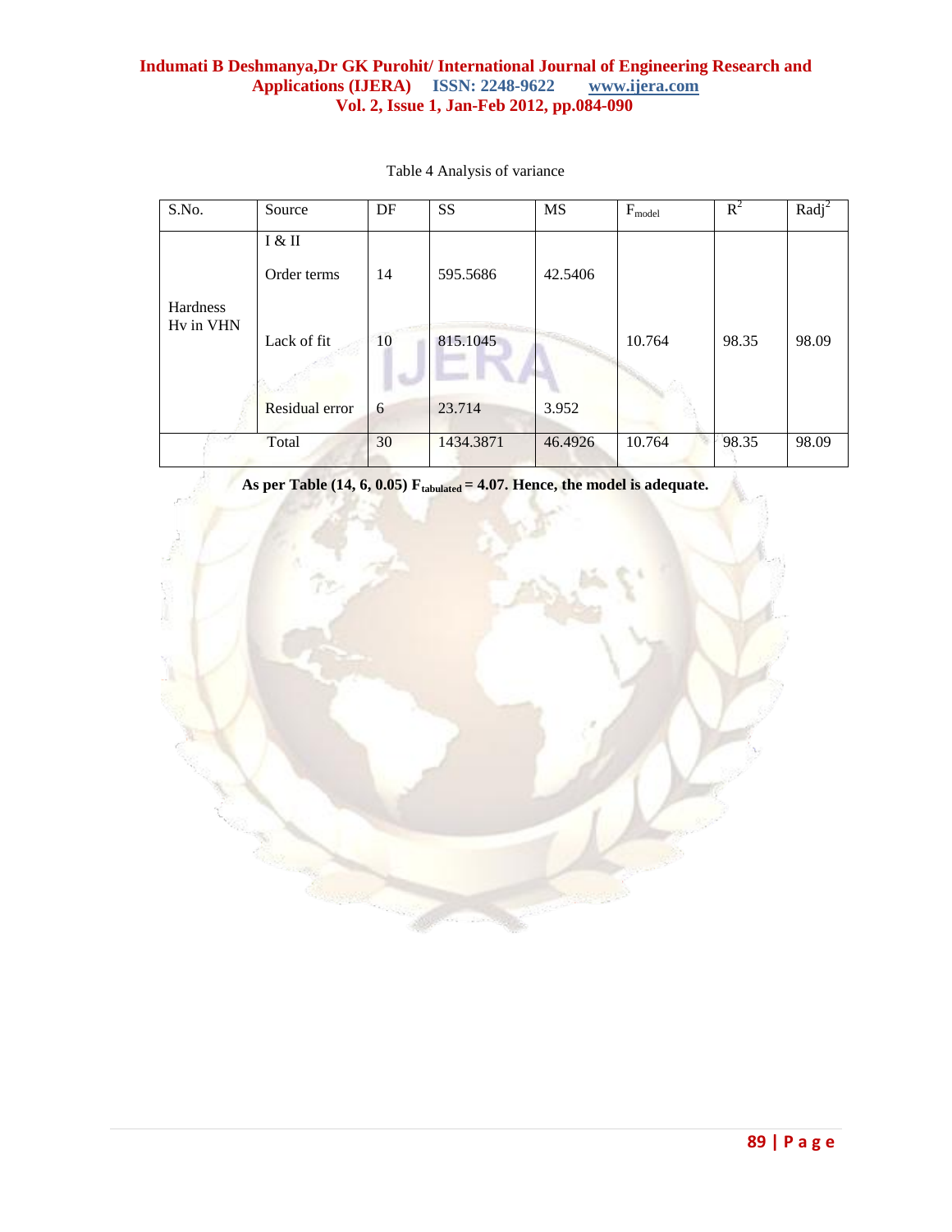Table 4 Analysis of variance

| S.No. | Source | DF | SS | MS | $F_{model}$ | $R^2$ | $Radj^2$ |
|---|---|---|---|---|---|---|---|
| Hardness Hv in VHN | I & II Order terms | 14 | 595.5686 | 42.5406 | | | |
| | Lack of fit | 10 | 815.1045 | | 10.764 | 98.35 | 98.09 |
| | Residual error | 6 | 23.714 | 3.952 | | | |
| | Total | 30 | 1434.3871 | 46.4926 | 10.764 | 98.35 | 98.09 |

**As per Table (14, 6, 0.05) $F_{tabulated} = 4.07$. Hence, the model is adequate.**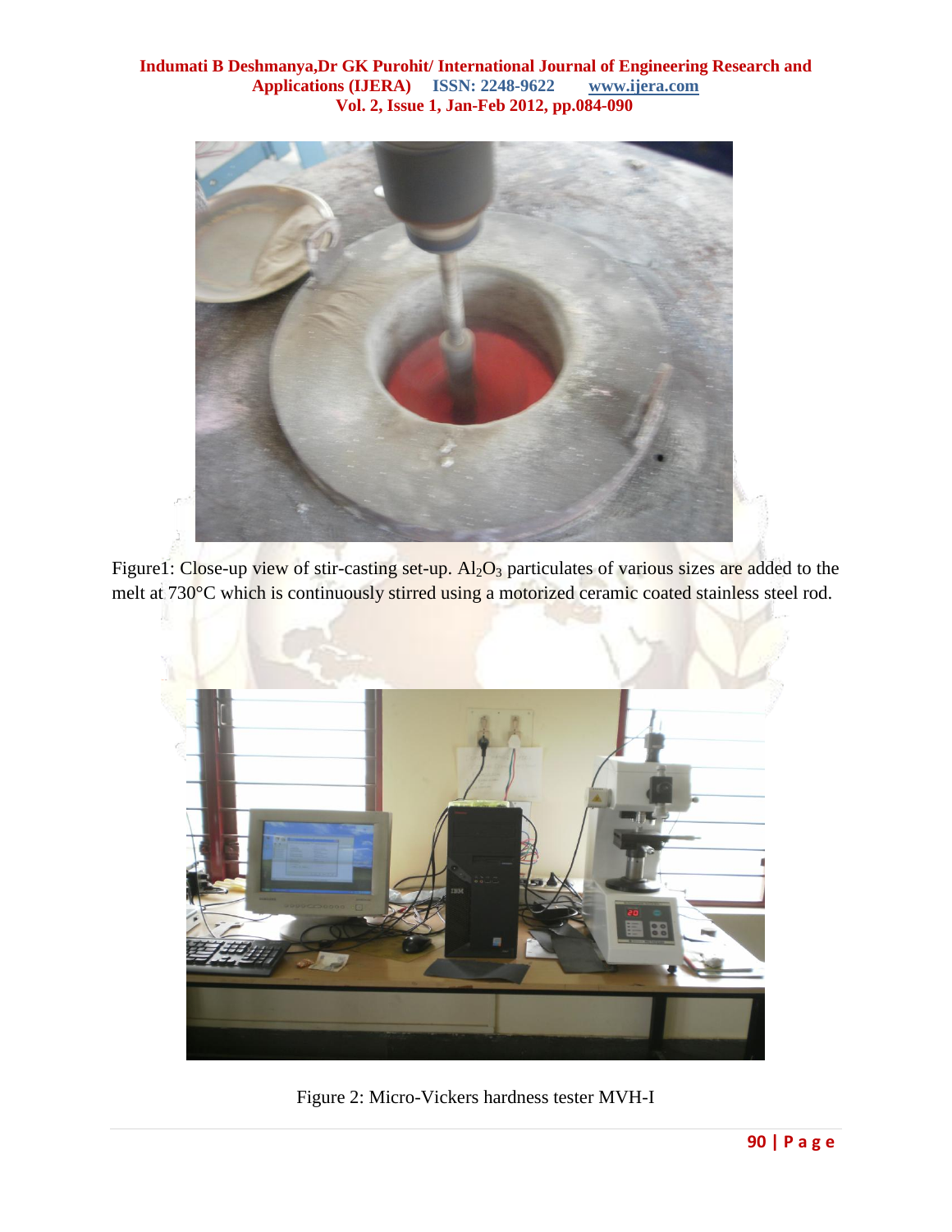Figure1: Close-up view of stir-casting set-up. $Al_2O_3$ particulates of various sizes are added to the melt at 730°C which is continuously stirred using a motorized ceramic coated stainless steel rod.

Figure 2: Micro-Vickers hardness tester MVH-I